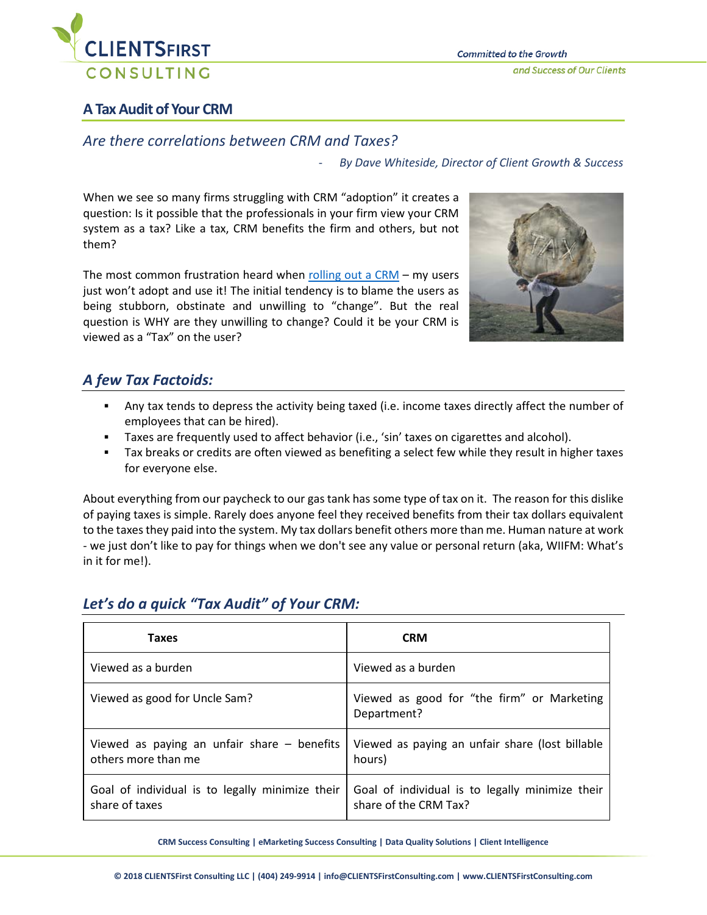# A Tax Audit of Your CRM

## *Are there correlations between CRM and Taxes?*

*- By Dave Whiteside, Director of Client Growth & Success*

When we see so many firms struggling with CRM "adoption" it creates a question: Is it possible that the professionals in your firm view your CRM system as a tax? Like a tax, CRM benefits the firm and others, but not them?

The most common frustration heard when rolling out a CRM – my users just won't adopt and use it! The initial tendency is to blame the users as being stubborn, obstinate and unwilling to "change". But the real question is WHY are they unwilling to change? Could it be your CRM is viewed as a "Tax" on the user?

## *A few Tax Factoids:*

- Any tax tends to depress the activity being taxed (i.e. income taxes directly affect the number of employees that can be hired).
- Taxes are frequently used to affect behavior (i.e., 'sin' taxes on cigarettes and alcohol).
- Tax breaks or credits are often viewed as benefiting a select few while they result in higher taxes for everyone else.

About everything from our paycheck to our gas tank has some type of tax on it. The reason for this dislike of paying taxes is simple. Rarely does anyone feel they received benefits from their tax dollars equivalent to the taxes they paid into the system. My tax dollars benefit others more than me. Human nature at work - we just don't like to pay for things when we don't see any value or personal return (aka, WIIFM: What's in it for me!).

## *Let's do a quick "Tax Audit" of Your CRM:*

| Taxes | CRM |
|---|---|
| Viewed as a burden | Viewed as a burden |
| Viewed as good for Uncle Sam? | Viewed as good for "the firm" or Marketing Department? |
| Viewed as paying an unfair share – benefits others more than me | Viewed as paying an unfair share (lost billable hours) |
| Goal of individual is to legally minimize their share of taxes | Goal of individual is to legally minimize their share of the CRM Tax? |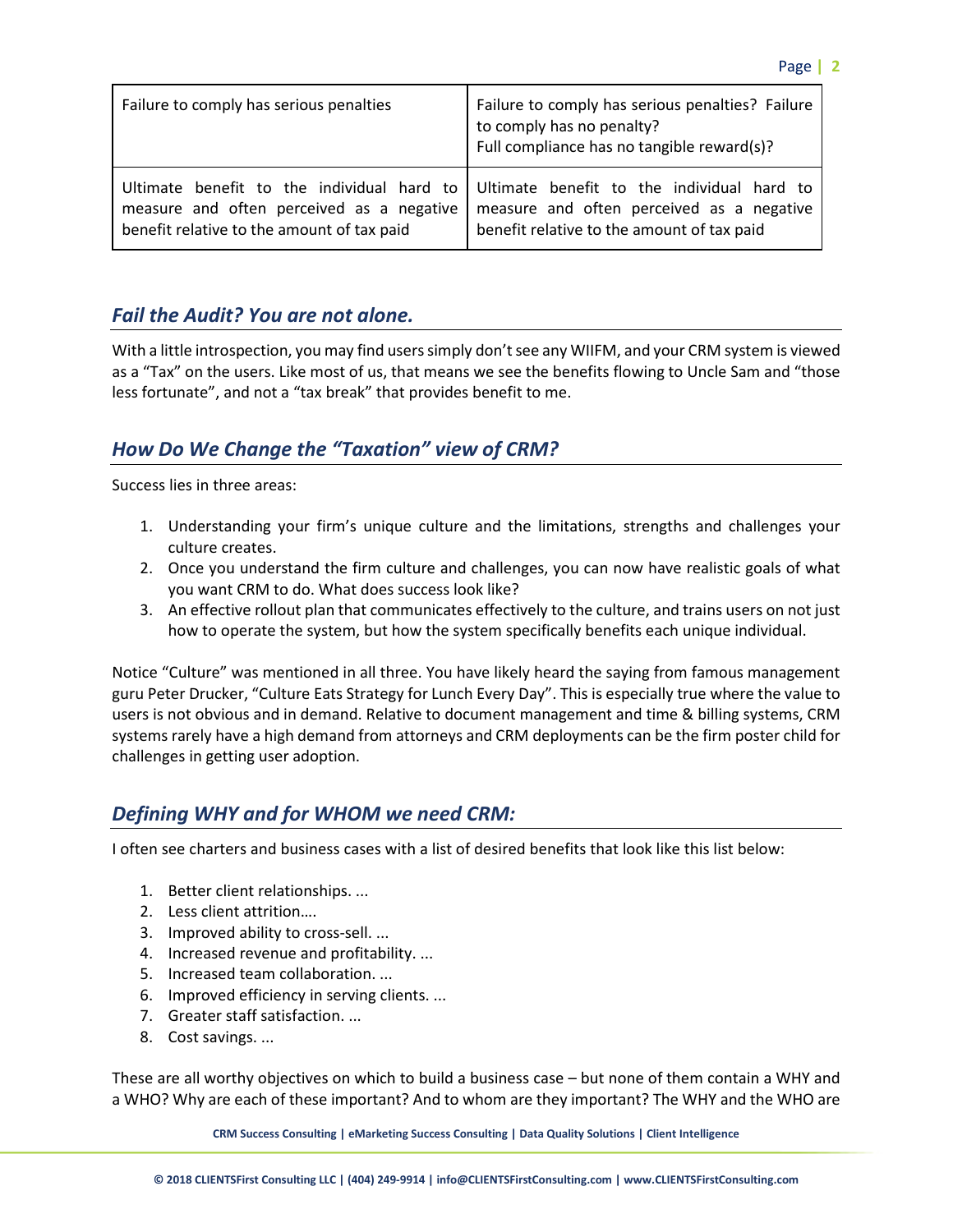| | |
|---|---|
| Failure to comply has serious penalties | Failure to comply has serious penalties? Failure to comply has no penalty?<br>Full compliance has no tangible reward(s)? |
| Ultimate benefit to the individual hard to measure and often perceived as a negative benefit relative to the amount of tax paid | Ultimate benefit to the individual hard to measure and often perceived as a negative benefit relative to the amount of tax paid |

## *Fail the Audit? You are not alone.*

With a little introspection, you may find users simply don't see any WIIFM, and your CRM system is viewed as a "Tax" on the users. Like most of us, that means we see the benefits flowing to Uncle Sam and "those less fortunate", and not a "tax break" that provides benefit to me.

## *How Do We Change the "Taxation" view of CRM?*

Success lies in three areas:

1. Understanding your firm's unique culture and the limitations, strengths and challenges your culture creates.
2. Once you understand the firm culture and challenges, you can now have realistic goals of what you want CRM to do. What does success look like?
3. An effective rollout plan that communicates effectively to the culture, and trains users on not just how to operate the system, but how the system specifically benefits each unique individual.

Notice "Culture" was mentioned in all three. You have likely heard the saying from famous management guru Peter Drucker, "Culture Eats Strategy for Lunch Every Day". This is especially true where the value to users is not obvious and in demand. Relative to document management and time & billing systems, CRM systems rarely have a high demand from attorneys and CRM deployments can be the firm poster child for challenges in getting user adoption.

## *Defining WHY and for WHOM we need CRM:*

I often see charters and business cases with a list of desired benefits that look like this list below:

1. Better client relationships. ...
2. Less client attrition….
3. Improved ability to cross-sell. ...
4. Increased revenue and profitability. ...
5. Increased team collaboration. ...
6. Improved efficiency in serving clients. ...
7. Greater staff satisfaction. ...
8. Cost savings. ...

These are all worthy objectives on which to build a business case – but none of them contain a WHY and a WHO? Why are each of these important? And to whom are they important? The WHY and the WHO are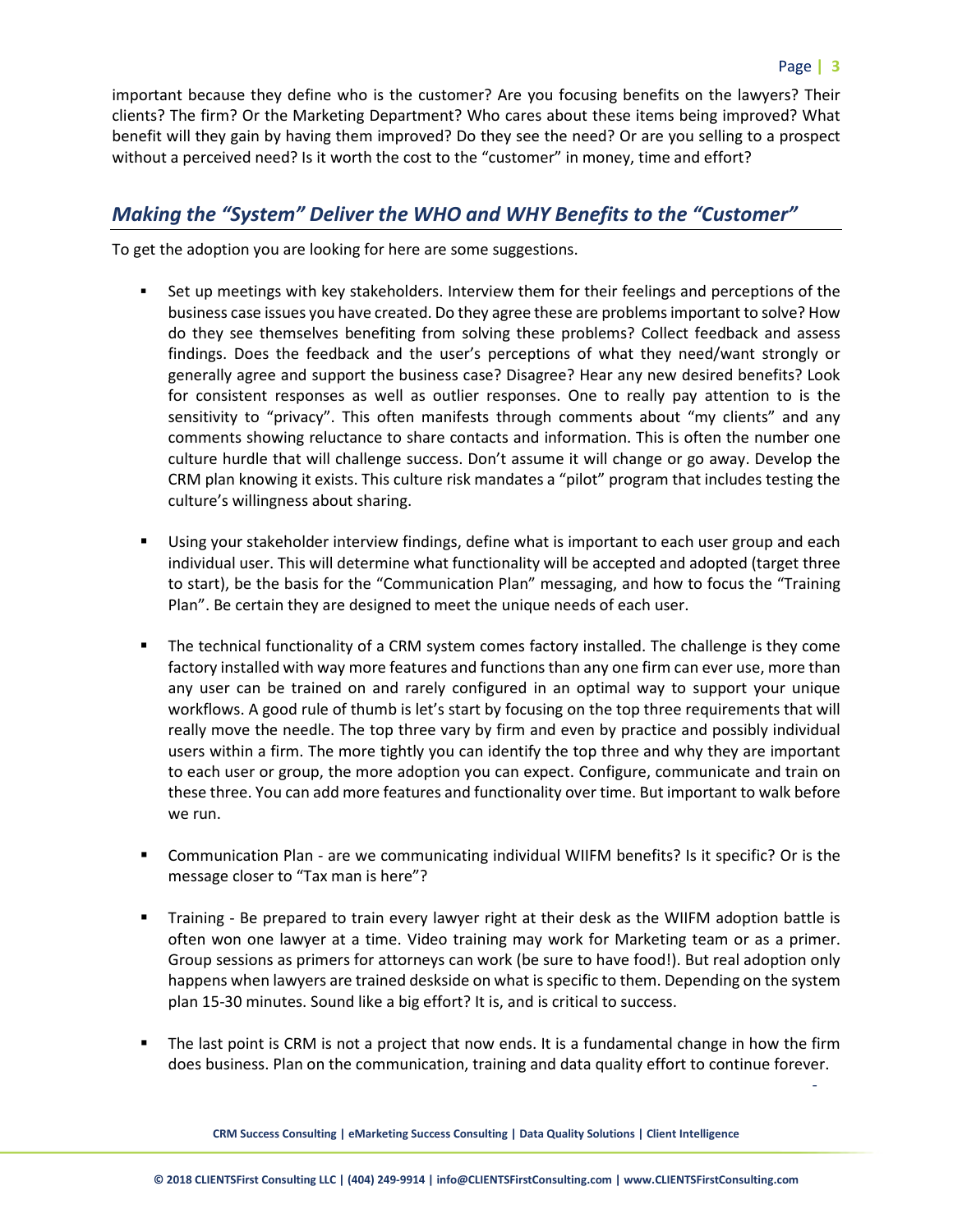important because they define who is the customer? Are you focusing benefits on the lawyers? Their clients? The firm? Or the Marketing Department? Who cares about these items being improved? What benefit will they gain by having them improved? Do they see the need? Or are you selling to a prospect without a perceived need? Is it worth the cost to the "customer" in money, time and effort?

## *Making the "System" Deliver the WHO and WHY Benefits to the "Customer"*

To get the adoption you are looking for here are some suggestions.

- Set up meetings with key stakeholders. Interview them for their feelings and perceptions of the business case issues you have created. Do they agree these are problems important to solve? How do they see themselves benefiting from solving these problems? Collect feedback and assess findings. Does the feedback and the user's perceptions of what they need/want strongly or generally agree and support the business case? Disagree? Hear any new desired benefits? Look for consistent responses as well as outlier responses. One to really pay attention to is the sensitivity to "privacy". This often manifests through comments about "my clients" and any comments showing reluctance to share contacts and information. This is often the number one culture hurdle that will challenge success. Don't assume it will change or go away. Develop the CRM plan knowing it exists. This culture risk mandates a "pilot" program that includes testing the culture's willingness about sharing.

- Using your stakeholder interview findings, define what is important to each user group and each individual user. This will determine what functionality will be accepted and adopted (target three to start), be the basis for the "Communication Plan" messaging, and how to focus the "Training Plan". Be certain they are designed to meet the unique needs of each user.

- The technical functionality of a CRM system comes factory installed. The challenge is they come factory installed with way more features and functions than any one firm can ever use, more than any user can be trained on and rarely configured in an optimal way to support your unique workflows. A good rule of thumb is let's start by focusing on the top three requirements that will really move the needle. The top three vary by firm and even by practice and possibly individual users within a firm. The more tightly you can identify the top three and why they are important to each user or group, the more adoption you can expect. Configure, communicate and train on these three. You can add more features and functionality over time. But important to walk before we run.

- Communication Plan - are we communicating individual WIIFM benefits? Is it specific? Or is the message closer to "Tax man is here"?

- Training - Be prepared to train every lawyer right at their desk as the WIIFM adoption battle is often won one lawyer at a time. Video training may work for Marketing team or as a primer. Group sessions as primers for attorneys can work (be sure to have food!). But real adoption only happens when lawyers are trained deskside on what is specific to them. Depending on the system plan 15-30 minutes. Sound like a big effort? It is, and is critical to success.

- The last point is CRM is not a project that now ends. It is a fundamental change in how the firm does business. Plan on the communication, training and data quality effort to continue forever.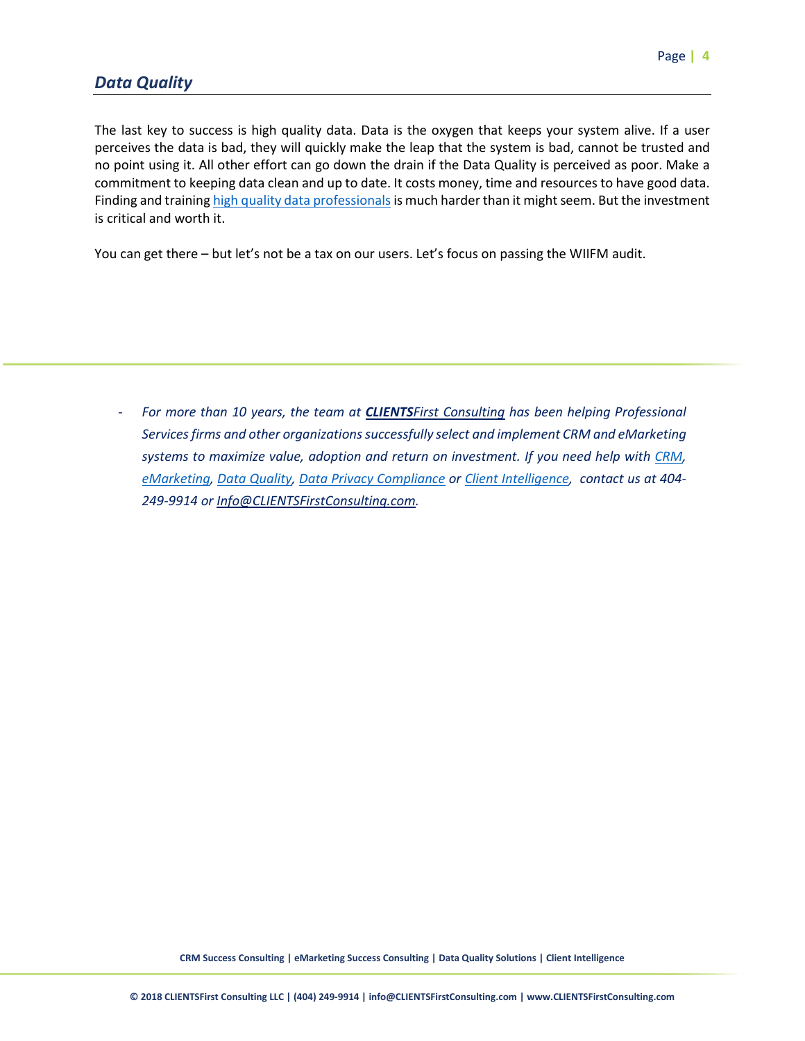## *Data Quality*

The last key to success is high quality data. Data is the oxygen that keeps your system alive. If a user perceives the data is bad, they will quickly make the leap that the system is bad, cannot be trusted and no point using it. All other effort can go down the drain if the Data Quality is perceived as poor. Make a commitment to keeping data clean and up to date. It costs money, time and resources to have good data. Finding and training high quality data professionals is much harder than it might seem. But the investment is critical and worth it.

You can get there – but let's not be a tax on our users. Let's focus on passing the WIIFM audit.

---

- *For more than 10 years, the team at **CLIENTS**First Consulting has been helping Professional Services firms and other organizations successfully select and implement CRM and eMarketing systems to maximize value, adoption and return on investment. If you need help with CRM, eMarketing, Data Quality, Data Privacy Compliance or Client Intelligence, contact us at 404-249-9914 or Info@CLIENTSFirstConsulting.com.*

**CRM Success Consulting | eMarketing Success Consulting | Data Quality Solutions | Client Intelligence**

**© 2018 CLIENTSFirst Consulting LLC | (404) 249-9914 | info@CLIENTSFirstConsulting.com | www.CLIENTSFirstConsulting.com**